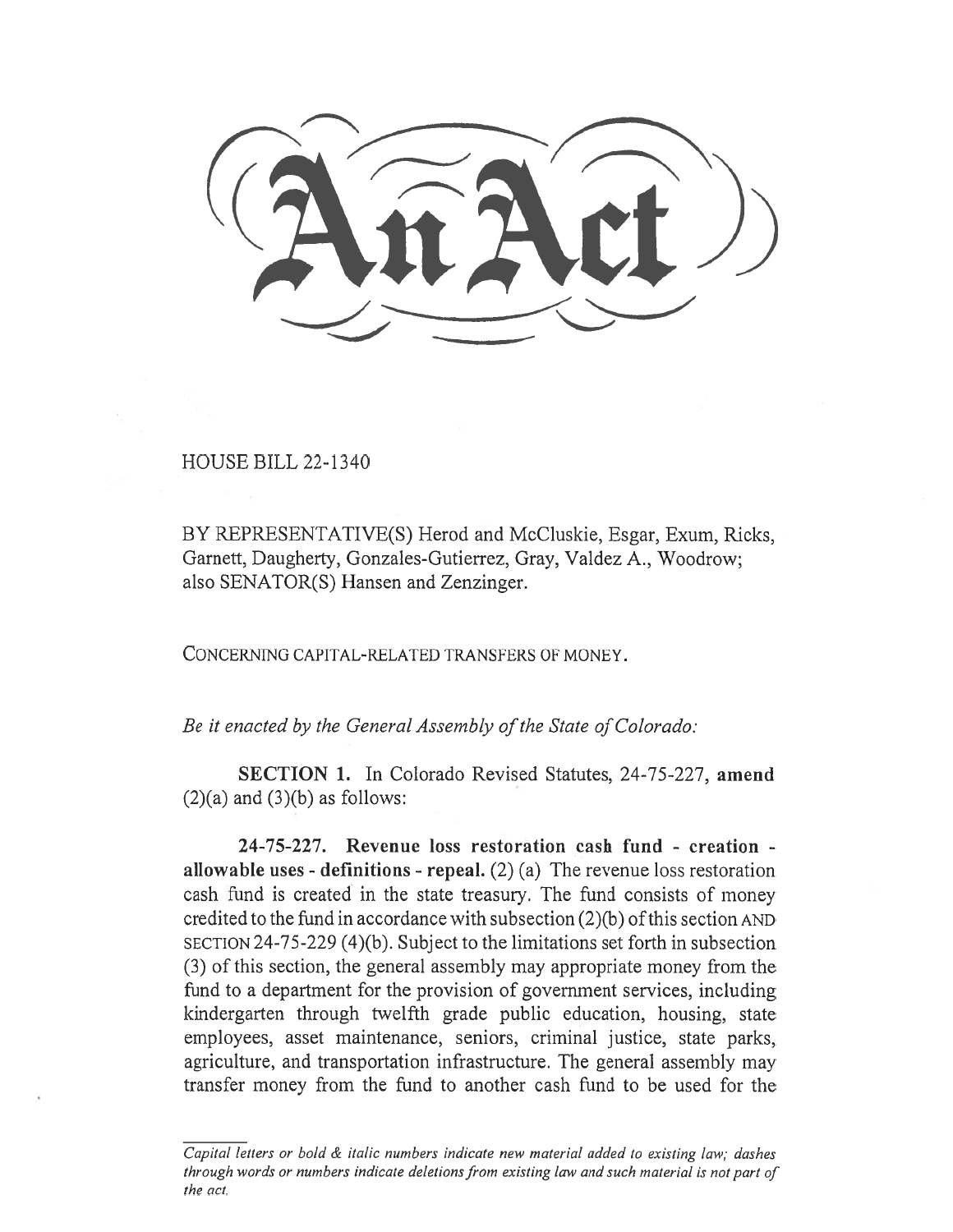# An Act

HOUSE BILL 22-1340

BY REPRESENTATIVE(S) Herod and McCluskie, Esgar, Exum, Ricks, Garnett, Daugherty, Gonzales-Gutierrez, Gray, Valdez A., Woodrow; also SENATOR(S) Hansen and Zenzinger.

CONCERNING CAPITAL-RELATED TRANSFERS OF MONEY.

*Be it enacted by the General Assembly of the State of Colorado:*

**SECTION 1.** In Colorado Revised Statutes, 24-75-227, **amend** (2)(a) and (3)(b) as follows:

**24-75-227. Revenue loss restoration cash fund - creation - allowable uses - definitions - repeal.** (2) (a) The revenue loss restoration cash fund is created in the state treasury. The fund consists of money credited to the fund in accordance with subsection (2)(b) of this section AND SECTION 24-75-229 (4)(b). Subject to the limitations set forth in subsection (3) of this section, the general assembly may appropriate money from the fund to a department for the provision of government services, including kindergarten through twelfth grade public education, housing, state employees, asset maintenance, seniors, criminal justice, state parks, agriculture, and transportation infrastructure. The general assembly may transfer money from the fund to another cash fund to be used for the

*Capital letters or bold & italic numbers indicate new material added to existing law; dashes through words or numbers indicate deletions from existing law and such material is not part of the act.*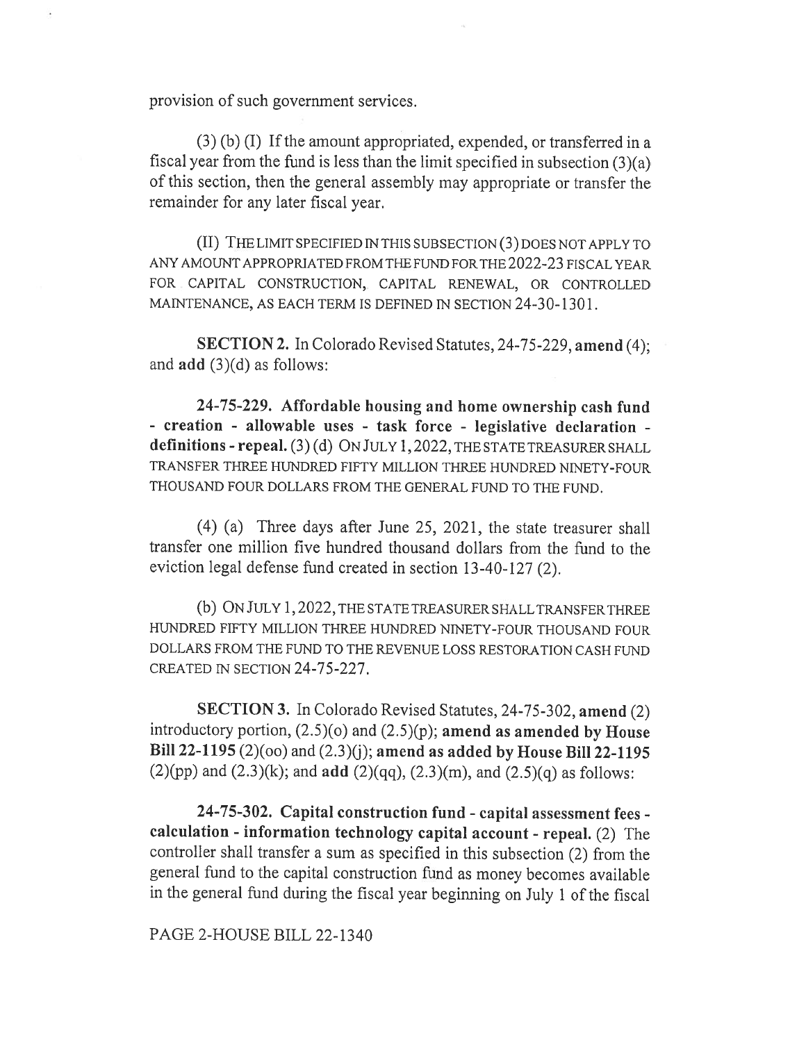provision of such government services.

(3) (b) (I) If the amount appropriated, expended, or transferred in a fiscal year from the fund is less than the limit specified in subsection (3)(a) of this section, then the general assembly may appropriate or transfer the remainder for any later fiscal year.

(II) THE LIMIT SPECIFIED IN THIS SUBSECTION (3) DOES NOT APPLY TO ANY AMOUNT APPROPRIATED FROM THE FUND FOR THE 2022-23 FISCAL YEAR FOR CAPITAL CONSTRUCTION, CAPITAL RENEWAL, OR CONTROLLED MAINTENANCE, AS EACH TERM IS DEFINED IN SECTION 24-30-1301.

**SECTION 2.** In Colorado Revised Statutes, 24-75-229, **amend** (4); and **add** (3)(d) as follows:

**24-75-229. Affordable housing and home ownership cash fund - creation - allowable uses - task force - legislative declaration - definitions - repeal.** (3) (d) ON JULY 1, 2022, THE STATE TREASURER SHALL TRANSFER THREE HUNDRED FIFTY MILLION THREE HUNDRED NINETY-FOUR THOUSAND FOUR DOLLARS FROM THE GENERAL FUND TO THE FUND.

(4) (a) Three days after June 25, 2021, the state treasurer shall transfer one million five hundred thousand dollars from the fund to the eviction legal defense fund created in section 13-40-127 (2).

(b) ON JULY 1, 2022, THE STATE TREASURER SHALL TRANSFER THREE HUNDRED FIFTY MILLION THREE HUNDRED NINETY-FOUR THOUSAND FOUR DOLLARS FROM THE FUND TO THE REVENUE LOSS RESTORATION CASH FUND CREATED IN SECTION 24-75-227.

**SECTION 3.** In Colorado Revised Statutes, 24-75-302, **amend** (2) introductory portion, (2.5)(o) and (2.5)(p); **amend as amended by House Bill 22-1195** (2)(oo) and (2.3)(j); **amend as added by House Bill 22-1195** (2)(pp) and (2.3)(k); and **add** (2)(qq), (2.3)(m), and (2.5)(q) as follows:

**24-75-302. Capital construction fund - capital assessment fees - calculation - information technology capital account - repeal.** (2) The controller shall transfer a sum as specified in this subsection (2) from the general fund to the capital construction fund as money becomes available in the general fund during the fiscal year beginning on July 1 of the fiscal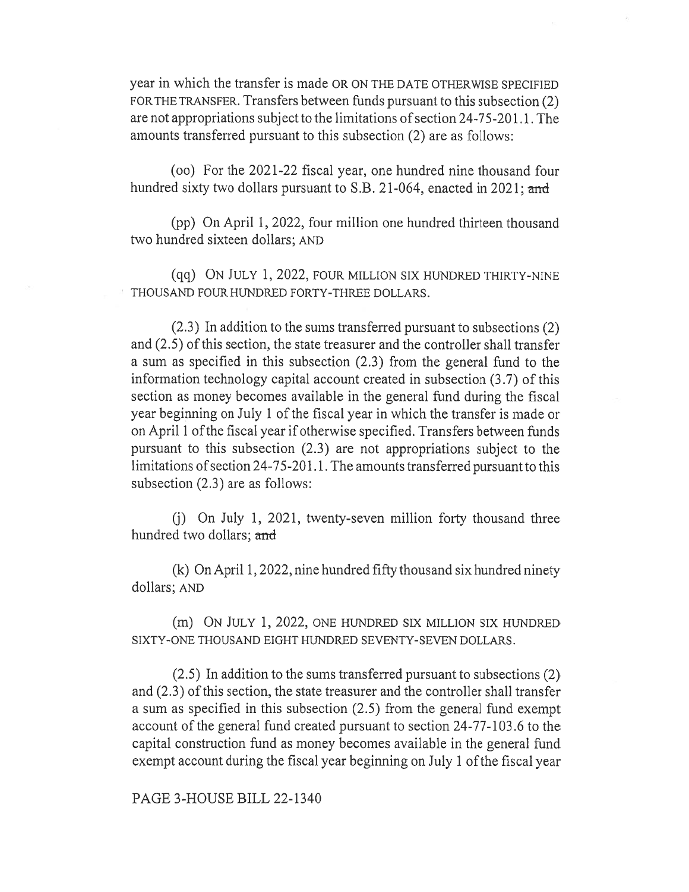year in which the transfer is made OR ON THE DATE OTHERWISE SPECIFIED FOR THE TRANSFER. Transfers between funds pursuant to this subsection (2) are not appropriations subject to the limitations of section 24-75-201.1. The amounts transferred pursuant to this subsection (2) are as follows:

(oo) For the 2021-22 fiscal year, one hundred nine thousand four hundred sixty two dollars pursuant to S.B. 21-064, enacted in 2021; ~~and~~

(pp) On April 1, 2022, four million one hundred thirteen thousand two hundred sixteen dollars; AND

(qq) ON JULY 1, 2022, FOUR MILLION SIX HUNDRED THIRTY-NINE THOUSAND FOUR HUNDRED FORTY-THREE DOLLARS.

(2.3) In addition to the sums transferred pursuant to subsections (2) and (2.5) of this section, the state treasurer and the controller shall transfer a sum as specified in this subsection (2.3) from the general fund to the information technology capital account created in subsection (3.7) of this section as money becomes available in the general fund during the fiscal year beginning on July 1 of the fiscal year in which the transfer is made or on April 1 of the fiscal year if otherwise specified. Transfers between funds pursuant to this subsection (2.3) are not appropriations subject to the limitations of section 24-75-201.1. The amounts transferred pursuant to this subsection (2.3) are as follows:

(j) On July 1, 2021, twenty-seven million forty thousand three hundred two dollars; ~~and~~

(k) On April 1, 2022, nine hundred fifty thousand six hundred ninety dollars; AND

(m) ON JULY 1, 2022, ONE HUNDRED SIX MILLION SIX HUNDRED SIXTY-ONE THOUSAND EIGHT HUNDRED SEVENTY-SEVEN DOLLARS.

(2.5) In addition to the sums transferred pursuant to subsections (2) and (2.3) of this section, the state treasurer and the controller shall transfer a sum as specified in this subsection (2.5) from the general fund exempt account of the general fund created pursuant to section 24-77-103.6 to the capital construction fund as money becomes available in the general fund exempt account during the fiscal year beginning on July 1 of the fiscal year

PAGE 3-HOUSE BILL 22-1340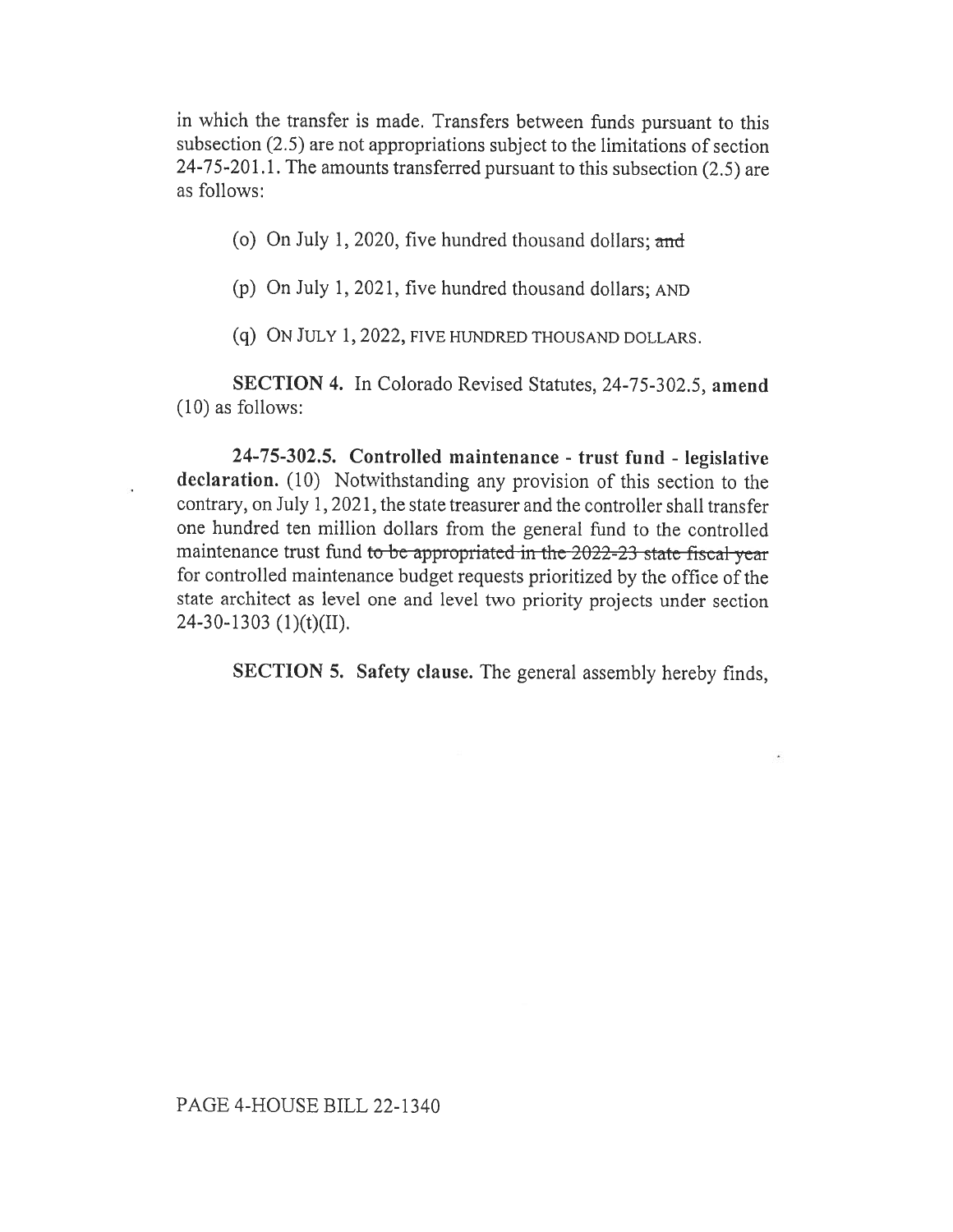in which the transfer is made. Transfers between funds pursuant to this subsection (2.5) are not appropriations subject to the limitations of section 24-75-201.1. The amounts transferred pursuant to this subsection (2.5) are as follows:

(o) On July 1, 2020, five hundred thousand dollars; ~~and~~

(p) On July 1, 2021, five hundred thousand dollars; AND

(q) ON JULY 1, 2022, FIVE HUNDRED THOUSAND DOLLARS.

**SECTION 4.** In Colorado Revised Statutes, 24-75-302.5, **amend** (10) as follows:

**24-75-302.5. Controlled maintenance - trust fund - legislative declaration.** (10) Notwithstanding any provision of this section to the contrary, on July 1, 2021, the state treasurer and the controller shall transfer one hundred ten million dollars from the general fund to the controlled maintenance trust fund ~~to be appropriated in the 2022-23 state fiscal year~~ for controlled maintenance budget requests prioritized by the office of the state architect as level one and level two priority projects under section 24-30-1303 (1)(t)(II).

**SECTION 5. Safety clause.** The general assembly hereby finds,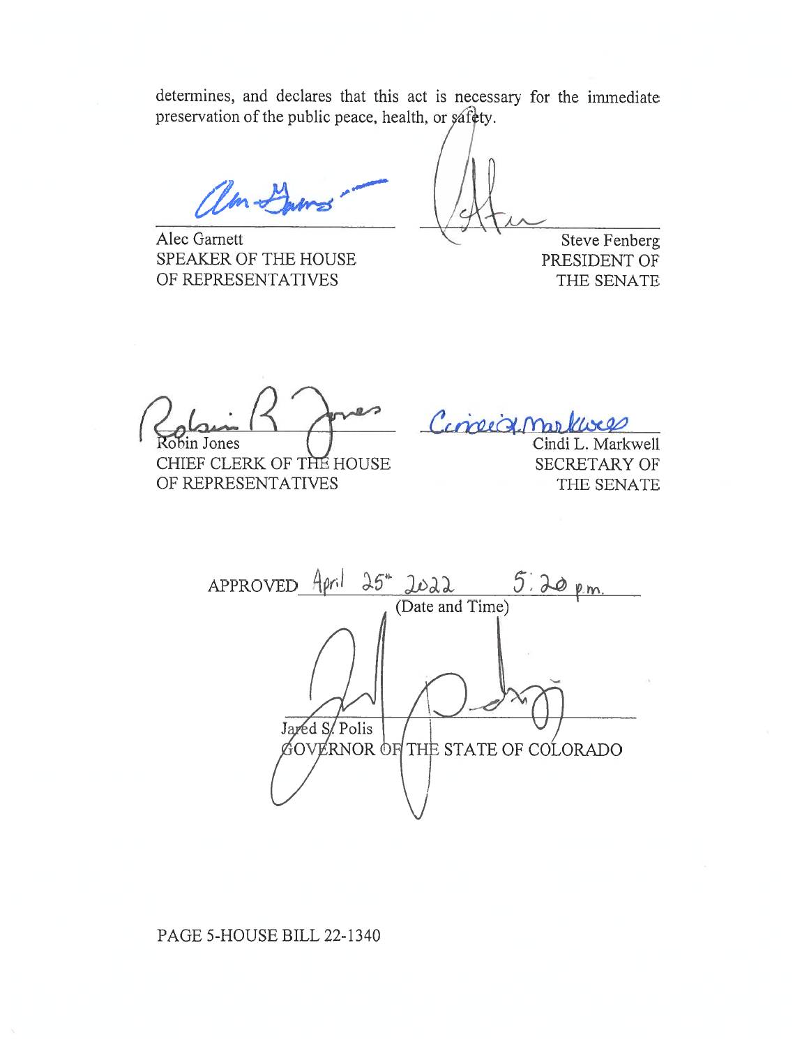determines, and declares that this act is necessary for the immediate preservation of the public peace, health, or safety.

Alec Garnett
SPEAKER OF THE HOUSE
OF REPRESENTATIVES

Steve Fenberg
PRESIDENT OF
THE SENATE

Robin Jones
CHIEF CLERK OF THE HOUSE
OF REPRESENTATIVES

Cindi L. Markwell
SECRETARY OF
THE SENATE

APPROVED April 25th 2022 5:20 p.m.
(Date and Time)

Jared S. Polis
GOVERNOR OF THE STATE OF COLORADO

PAGE 5-HOUSE BILL 22-1340